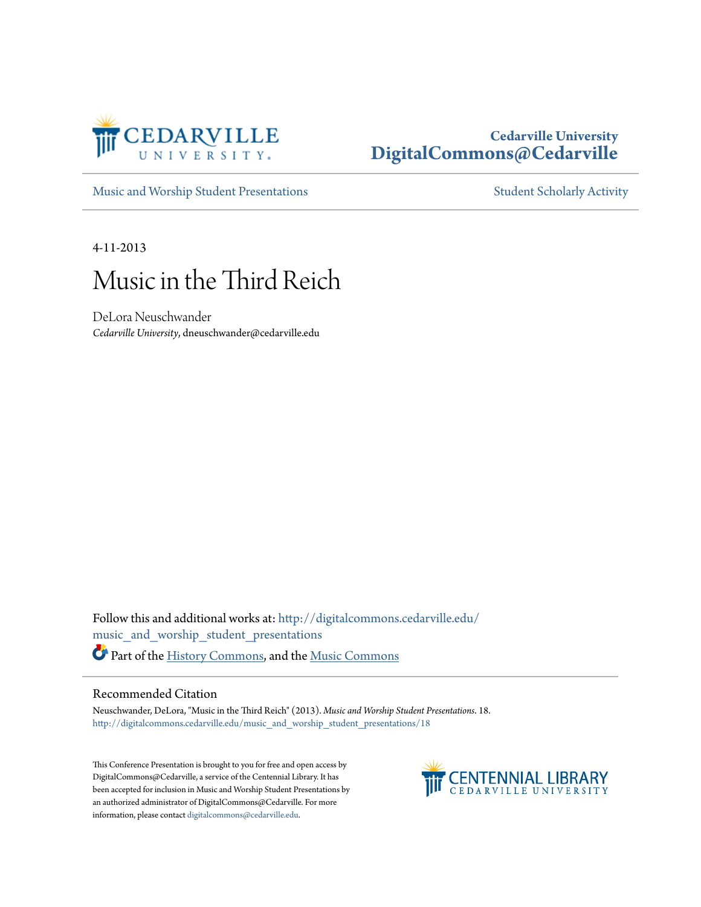Cedarville University
DigitalCommons@Cedarville

Music and Worship Student Presentations

Student Scholarly Activity

4-11-2013

# Music in the Third Reich

DeLora Neuschwander
*Cedarville University*, dneuschwander@cedarville.edu

Follow this and additional works at: http://digitalcommons.cedarville.edu/music_and_worship_student_presentations

Part of the History Commons, and the Music Commons

## Recommended Citation

Neuschwander, DeLora, "Music in the Third Reich" (2013). *Music and Worship Student Presentations*. 18.
http://digitalcommons.cedarville.edu/music_and_worship_student_presentations/18

This Conference Presentation is brought to you for free and open access by DigitalCommons@Cedarville, a service of the Centennial Library. It has been accepted for inclusion in Music and Worship Student Presentations by an authorized administrator of DigitalCommons@Cedarville. For more information, please contact digitalcommons@cedarville.edu.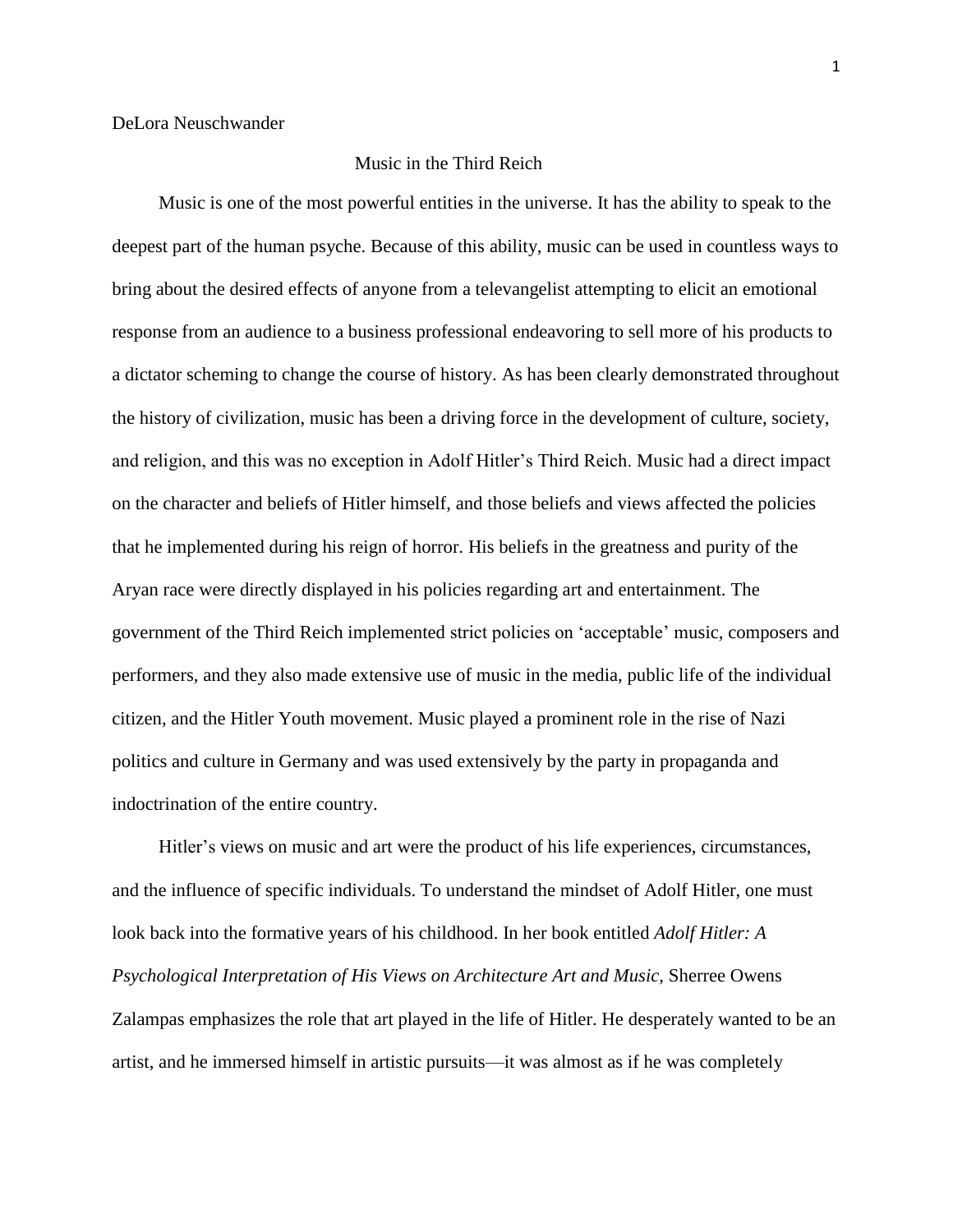DeLora Neuschwander

# Music in the Third Reich

Music is one of the most powerful entities in the universe. It has the ability to speak to the deepest part of the human psyche. Because of this ability, music can be used in countless ways to bring about the desired effects of anyone from a televangelist attempting to elicit an emotional response from an audience to a business professional endeavoring to sell more of his products to a dictator scheming to change the course of history. As has been clearly demonstrated throughout the history of civilization, music has been a driving force in the development of culture, society, and religion, and this was no exception in Adolf Hitler's Third Reich. Music had a direct impact on the character and beliefs of Hitler himself, and those beliefs and views affected the policies that he implemented during his reign of horror. His beliefs in the greatness and purity of the Aryan race were directly displayed in his policies regarding art and entertainment. The government of the Third Reich implemented strict policies on 'acceptable' music, composers and performers, and they also made extensive use of music in the media, public life of the individual citizen, and the Hitler Youth movement. Music played a prominent role in the rise of Nazi politics and culture in Germany and was used extensively by the party in propaganda and indoctrination of the entire country.

Hitler's views on music and art were the product of his life experiences, circumstances, and the influence of specific individuals. To understand the mindset of Adolf Hitler, one must look back into the formative years of his childhood. In her book entitled *Adolf Hitler: A Psychological Interpretation of His Views on Architecture Art and Music*, Sherree Owens Zalampas emphasizes the role that art played in the life of Hitler. He desperately wanted to be an artist, and he immersed himself in artistic pursuits—it was almost as if he was completely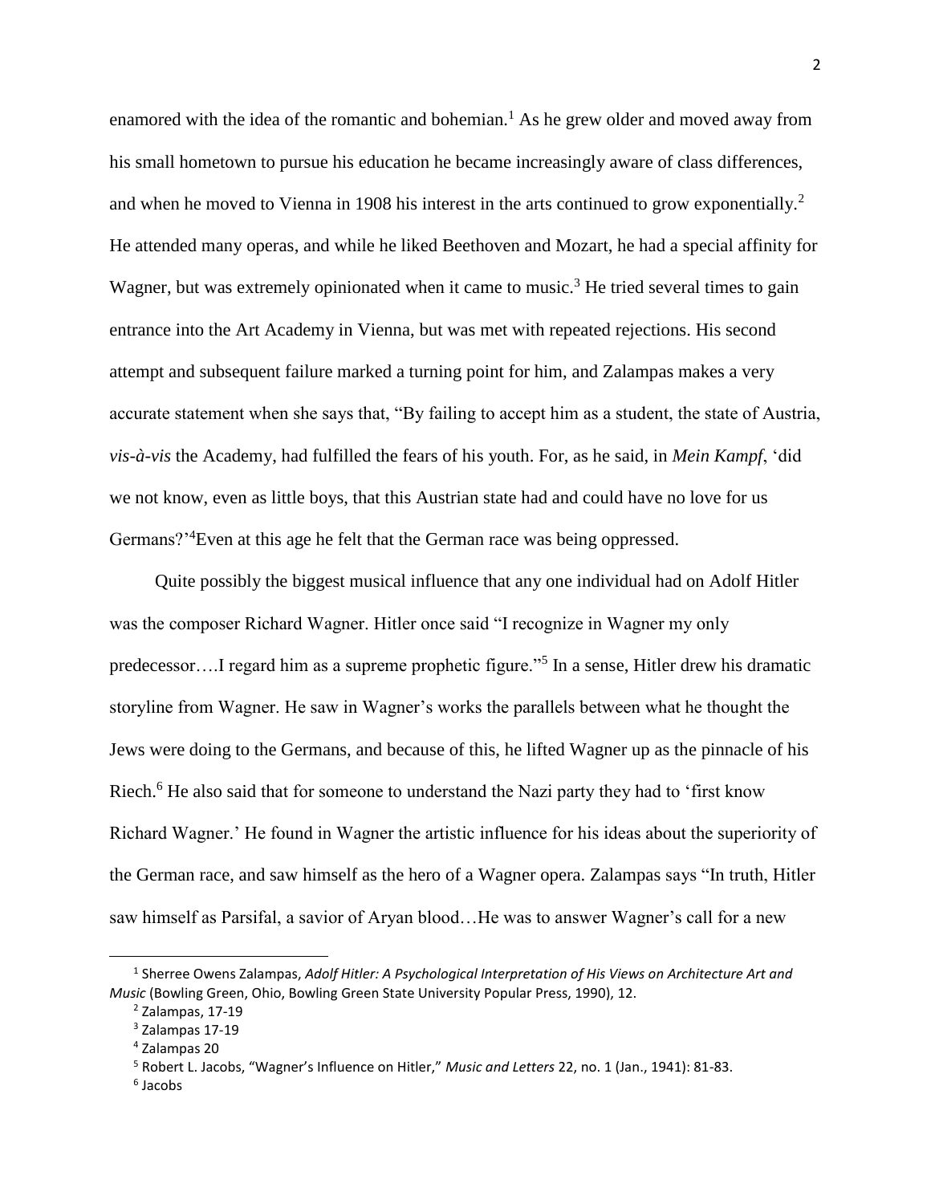enamored with the idea of the romantic and bohemian.[1] As he grew older and moved away from his small hometown to pursue his education he became increasingly aware of class differences, and when he moved to Vienna in 1908 his interest in the arts continued to grow exponentially.[2] He attended many operas, and while he liked Beethoven and Mozart, he had a special affinity for Wagner, but was extremely opinionated when it came to music.[3] He tried several times to gain entrance into the Art Academy in Vienna, but was met with repeated rejections. His second attempt and subsequent failure marked a turning point for him, and Zalampas makes a very accurate statement when she says that, "By failing to accept him as a student, the state of Austria, *vis-à-vis* the Academy, had fulfilled the fears of his youth. For, as he said, in *Mein Kampf*, 'did we not know, even as little boys, that this Austrian state had and could have no love for us Germans?'[4]Even at this age he felt that the German race was being oppressed.

Quite possibly the biggest musical influence that any one individual had on Adolf Hitler was the composer Richard Wagner. Hitler once said "I recognize in Wagner my only predecessor….I regard him as a supreme prophetic figure."[5] In a sense, Hitler drew his dramatic storyline from Wagner. He saw in Wagner's works the parallels between what he thought the Jews were doing to the Germans, and because of this, he lifted Wagner up as the pinnacle of his Riech.[6] He also said that for someone to understand the Nazi party they had to 'first know Richard Wagner.' He found in Wagner the artistic influence for his ideas about the superiority of the German race, and saw himself as the hero of a Wagner opera. Zalampas says "In truth, Hitler saw himself as Parsifal, a savior of Aryan blood…He was to answer Wagner's call for a new

---

[1] Sherree Owens Zalampas, *Adolf Hitler: A Psychological Interpretation of His Views on Architecture Art and Music* (Bowling Green, Ohio, Bowling Green State University Popular Press, 1990), 12.

[2] Zalampas, 17-19

[3] Zalampas 17-19

[4] Zalampas 20

[5] Robert L. Jacobs, "Wagner's Influence on Hitler," *Music and Letters* 22, no. 1 (Jan., 1941): 81-83.

[6] Jacobs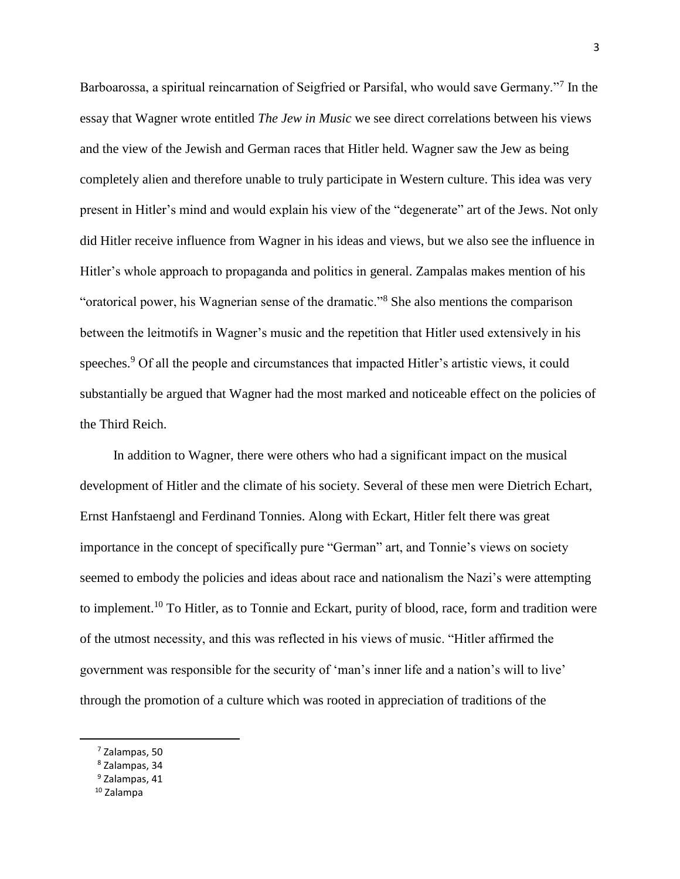Barboarossa, a spiritual reincarnation of Seigfried or Parsifal, who would save Germany."[7] In the essay that Wagner wrote entitled *The Jew in Music* we see direct correlations between his views and the view of the Jewish and German races that Hitler held. Wagner saw the Jew as being completely alien and therefore unable to truly participate in Western culture. This idea was very present in Hitler's mind and would explain his view of the "degenerate" art of the Jews. Not only did Hitler receive influence from Wagner in his ideas and views, but we also see the influence in Hitler's whole approach to propaganda and politics in general. Zampalas makes mention of his "oratorical power, his Wagnerian sense of the dramatic."[8] She also mentions the comparison between the leitmotifs in Wagner's music and the repetition that Hitler used extensively in his speeches.[9] Of all the people and circumstances that impacted Hitler's artistic views, it could substantially be argued that Wagner had the most marked and noticeable effect on the policies of the Third Reich.

In addition to Wagner, there were others who had a significant impact on the musical development of Hitler and the climate of his society. Several of these men were Dietrich Echart, Ernst Hanfstaengl and Ferdinand Tonnies. Along with Eckart, Hitler felt there was great importance in the concept of specifically pure "German" art, and Tonnie's views on society seemed to embody the policies and ideas about race and nationalism the Nazi's were attempting to implement.[10] To Hitler, as to Tonnie and Eckart, purity of blood, race, form and tradition were of the utmost necessity, and this was reflected in his views of music. "Hitler affirmed the government was responsible for the security of 'man's inner life and a nation's will to live' through the promotion of a culture which was rooted in appreciation of traditions of the

---

[7] Zalampas, 50

[8] Zalampas, 34

[9] Zalampas, 41

[10] Zalampa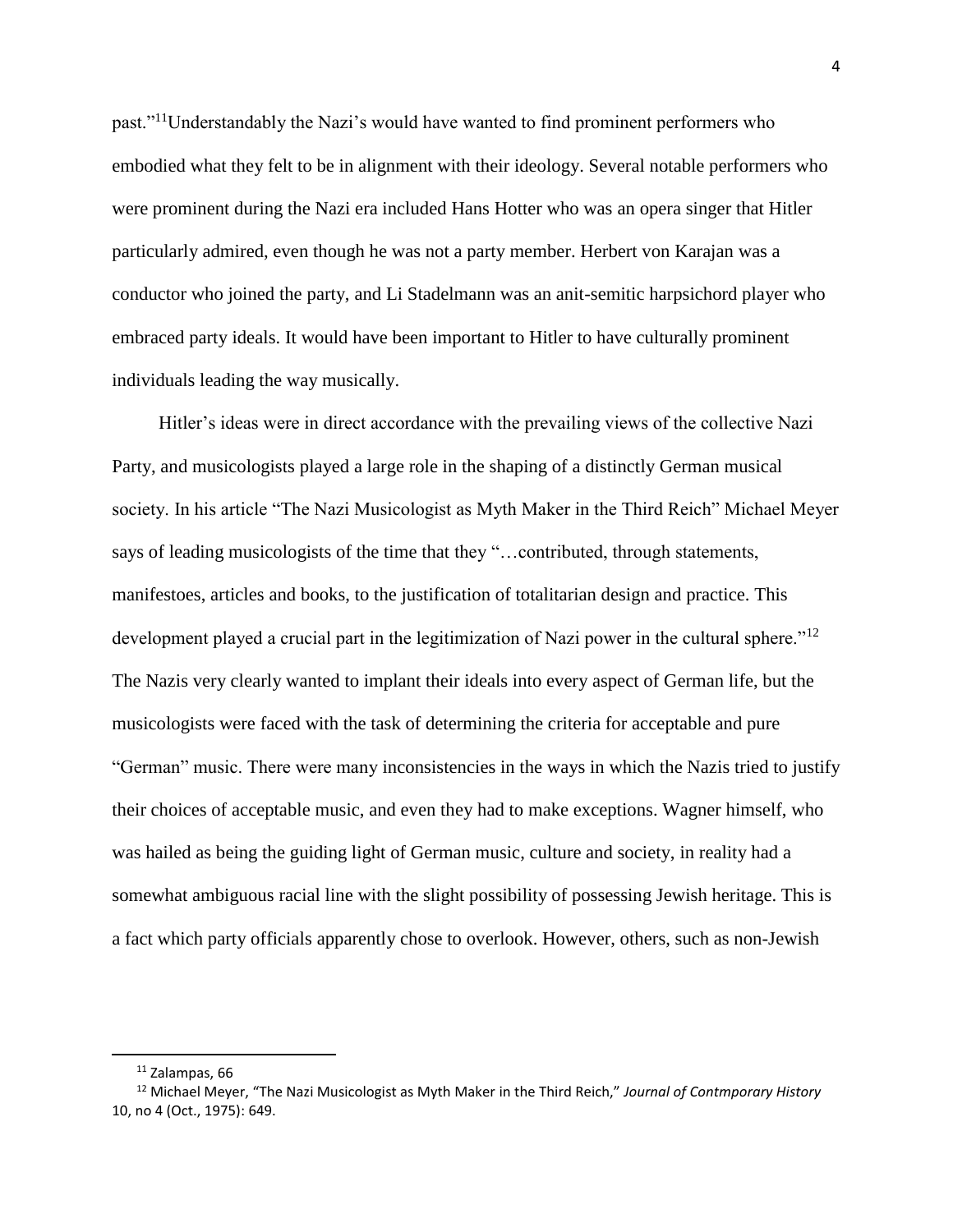past."[11]Understandably the Nazi's would have wanted to find prominent performers who embodied what they felt to be in alignment with their ideology. Several notable performers who were prominent during the Nazi era included Hans Hotter who was an opera singer that Hitler particularly admired, even though he was not a party member. Herbert von Karajan was a conductor who joined the party, and Li Stadelmann was an anit-semitic harpsichord player who embraced party ideals. It would have been important to Hitler to have culturally prominent individuals leading the way musically.

Hitler's ideas were in direct accordance with the prevailing views of the collective Nazi Party, and musicologists played a large role in the shaping of a distinctly German musical society. In his article "The Nazi Musicologist as Myth Maker in the Third Reich" Michael Meyer says of leading musicologists of the time that they "…contributed, through statements, manifestoes, articles and books, to the justification of totalitarian design and practice. This development played a crucial part in the legitimization of Nazi power in the cultural sphere."[12] The Nazis very clearly wanted to implant their ideals into every aspect of German life, but the musicologists were faced with the task of determining the criteria for acceptable and pure "German" music. There were many inconsistencies in the ways in which the Nazis tried to justify their choices of acceptable music, and even they had to make exceptions. Wagner himself, who was hailed as being the guiding light of German music, culture and society, in reality had a somewhat ambiguous racial line with the slight possibility of possessing Jewish heritage. This is a fact which party officials apparently chose to overlook. However, others, such as non-Jewish

---

[11] Zalampas, 66

[12] Michael Meyer, "The Nazi Musicologist as Myth Maker in the Third Reich," *Journal of Contmporary History* 10, no 4 (Oct., 1975): 649.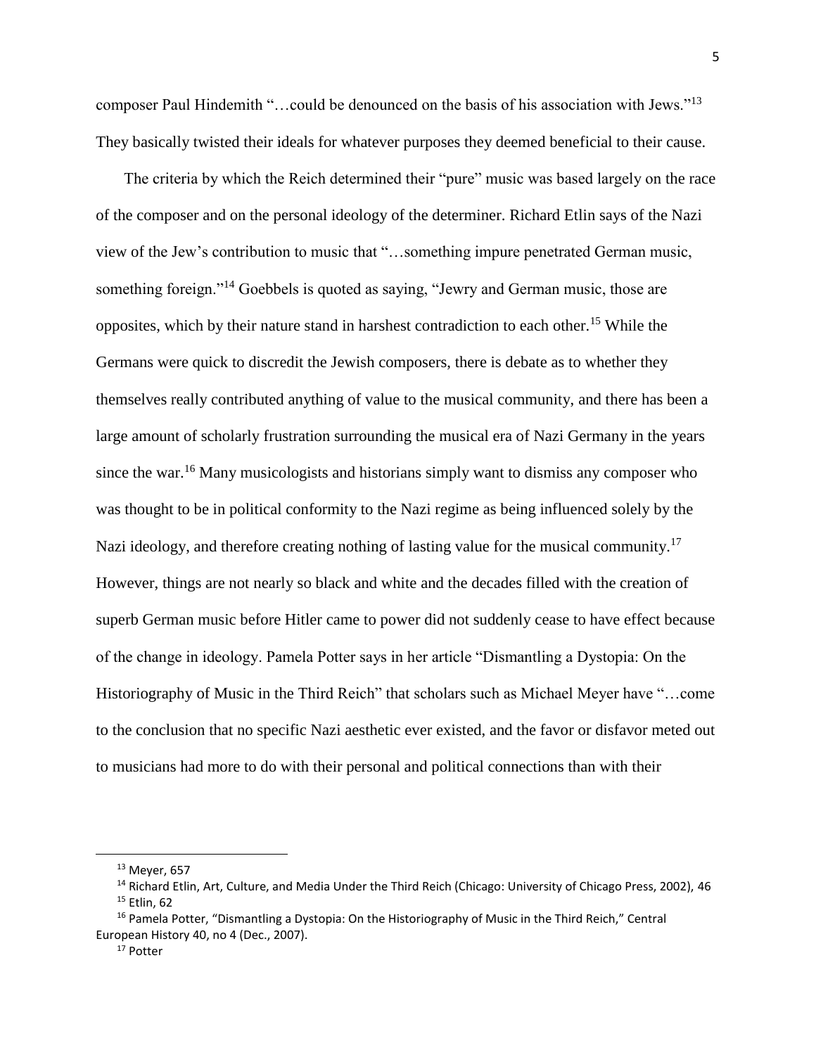composer Paul Hindemith "…could be denounced on the basis of his association with Jews."[13] They basically twisted their ideals for whatever purposes they deemed beneficial to their cause.

The criteria by which the Reich determined their "pure" music was based largely on the race of the composer and on the personal ideology of the determiner. Richard Etlin says of the Nazi view of the Jew's contribution to music that "…something impure penetrated German music, something foreign."[14] Goebbels is quoted as saying, "Jewry and German music, those are opposites, which by their nature stand in harshest contradiction to each other.[15] While the Germans were quick to discredit the Jewish composers, there is debate as to whether they themselves really contributed anything of value to the musical community, and there has been a large amount of scholarly frustration surrounding the musical era of Nazi Germany in the years since the war.[16] Many musicologists and historians simply want to dismiss any composer who was thought to be in political conformity to the Nazi regime as being influenced solely by the Nazi ideology, and therefore creating nothing of lasting value for the musical community.[17] However, things are not nearly so black and white and the decades filled with the creation of superb German music before Hitler came to power did not suddenly cease to have effect because of the change in ideology. Pamela Potter says in her article "Dismantling a Dystopia: On the Historiography of Music in the Third Reich" that scholars such as Michael Meyer have "…come to the conclusion that no specific Nazi aesthetic ever existed, and the favor or disfavor meted out to musicians had more to do with their personal and political connections than with their

---

[13] Meyer, 657

[14] Richard Etlin, Art, Culture, and Media Under the Third Reich (Chicago: University of Chicago Press, 2002), 46

[15] Etlin, 62

[16] Pamela Potter, "Dismantling a Dystopia: On the Historiography of Music in the Third Reich," Central European History 40, no 4 (Dec., 2007).

[17] Potter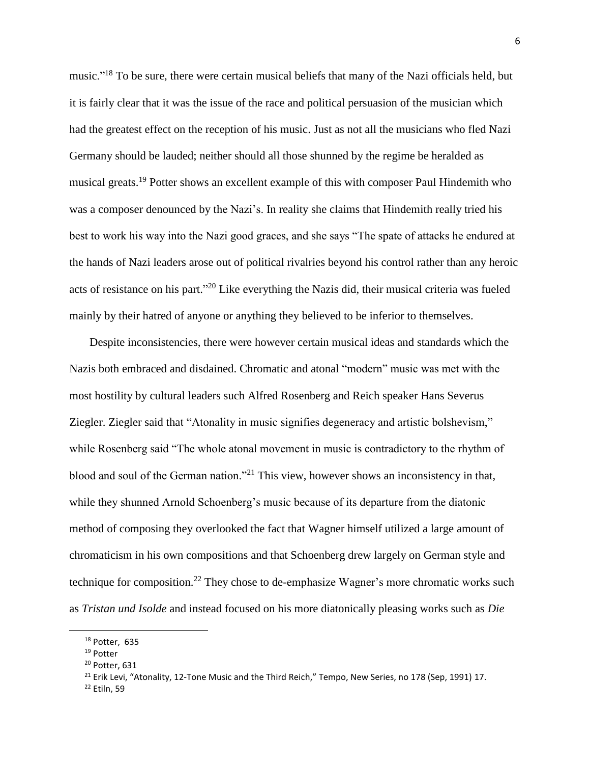music."[18] To be sure, there were certain musical beliefs that many of the Nazi officials held, but it is fairly clear that it was the issue of the race and political persuasion of the musician which had the greatest effect on the reception of his music. Just as not all the musicians who fled Nazi Germany should be lauded; neither should all those shunned by the regime be heralded as musical greats.[19] Potter shows an excellent example of this with composer Paul Hindemith who was a composer denounced by the Nazi's. In reality she claims that Hindemith really tried his best to work his way into the Nazi good graces, and she says "The spate of attacks he endured at the hands of Nazi leaders arose out of political rivalries beyond his control rather than any heroic acts of resistance on his part."[20] Like everything the Nazis did, their musical criteria was fueled mainly by their hatred of anyone or anything they believed to be inferior to themselves.

Despite inconsistencies, there were however certain musical ideas and standards which the Nazis both embraced and disdained. Chromatic and atonal "modern" music was met with the most hostility by cultural leaders such Alfred Rosenberg and Reich speaker Hans Severus Ziegler. Ziegler said that "Atonality in music signifies degeneracy and artistic bolshevism," while Rosenberg said "The whole atonal movement in music is contradictory to the rhythm of blood and soul of the German nation."[21] This view, however shows an inconsistency in that, while they shunned Arnold Schoenberg's music because of its departure from the diatonic method of composing they overlooked the fact that Wagner himself utilized a large amount of chromaticism in his own compositions and that Schoenberg drew largely on German style and technique for composition.[22] They chose to de-emphasize Wagner's more chromatic works such as *Tristan und Isolde* and instead focused on his more diatonically pleasing works such as *Die*

---

[18] Potter, 635

[19] Potter

[20] Potter, 631

[21] Erik Levi, "Atonality, 12-Tone Music and the Third Reich," Tempo, New Series, no 178 (Sep, 1991) 17.

[22] Etiln, 59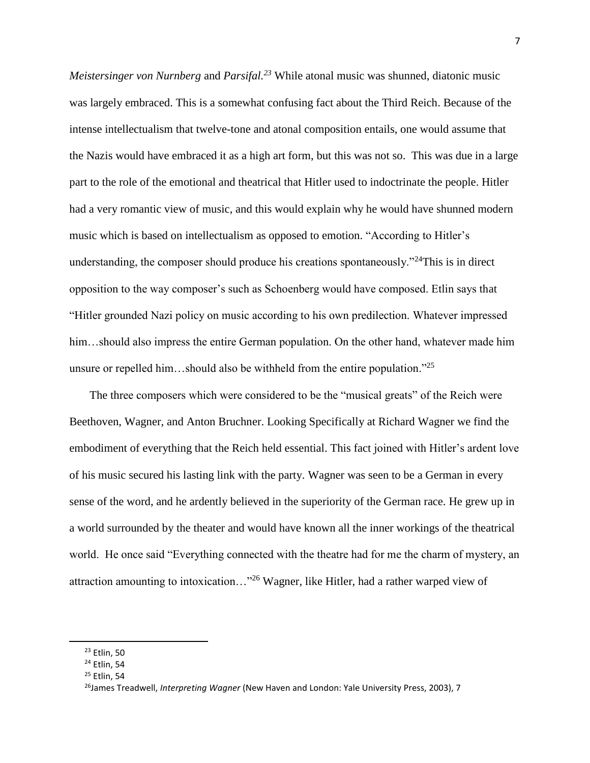*Meistersinger von Nurnberg* and *Parsifal*.[23] While atonal music was shunned, diatonic music was largely embraced. This is a somewhat confusing fact about the Third Reich. Because of the intense intellectualism that twelve-tone and atonal composition entails, one would assume that the Nazis would have embraced it as a high art form, but this was not so. This was due in a large part to the role of the emotional and theatrical that Hitler used to indoctrinate the people. Hitler had a very romantic view of music, and this would explain why he would have shunned modern music which is based on intellectualism as opposed to emotion. "According to Hitler's understanding, the composer should produce his creations spontaneously."[24]This is in direct opposition to the way composer's such as Schoenberg would have composed. Etlin says that "Hitler grounded Nazi policy on music according to his own predilection. Whatever impressed him…should also impress the entire German population. On the other hand, whatever made him unsure or repelled him…should also be withheld from the entire population."[25]

The three composers which were considered to be the "musical greats" of the Reich were Beethoven, Wagner, and Anton Bruchner. Looking Specifically at Richard Wagner we find the embodiment of everything that the Reich held essential. This fact joined with Hitler's ardent love of his music secured his lasting link with the party. Wagner was seen to be a German in every sense of the word, and he ardently believed in the superiority of the German race. He grew up in a world surrounded by the theater and would have known all the inner workings of the theatrical world. He once said "Everything connected with the theatre had for me the charm of mystery, an attraction amounting to intoxication…"[26] Wagner, like Hitler, had a rather warped view of

---

[23] Etlin, 50

[24] Etlin, 54

[25] Etlin, 54

[26] James Treadwell, *Interpreting Wagner* (New Haven and London: Yale University Press, 2003), 7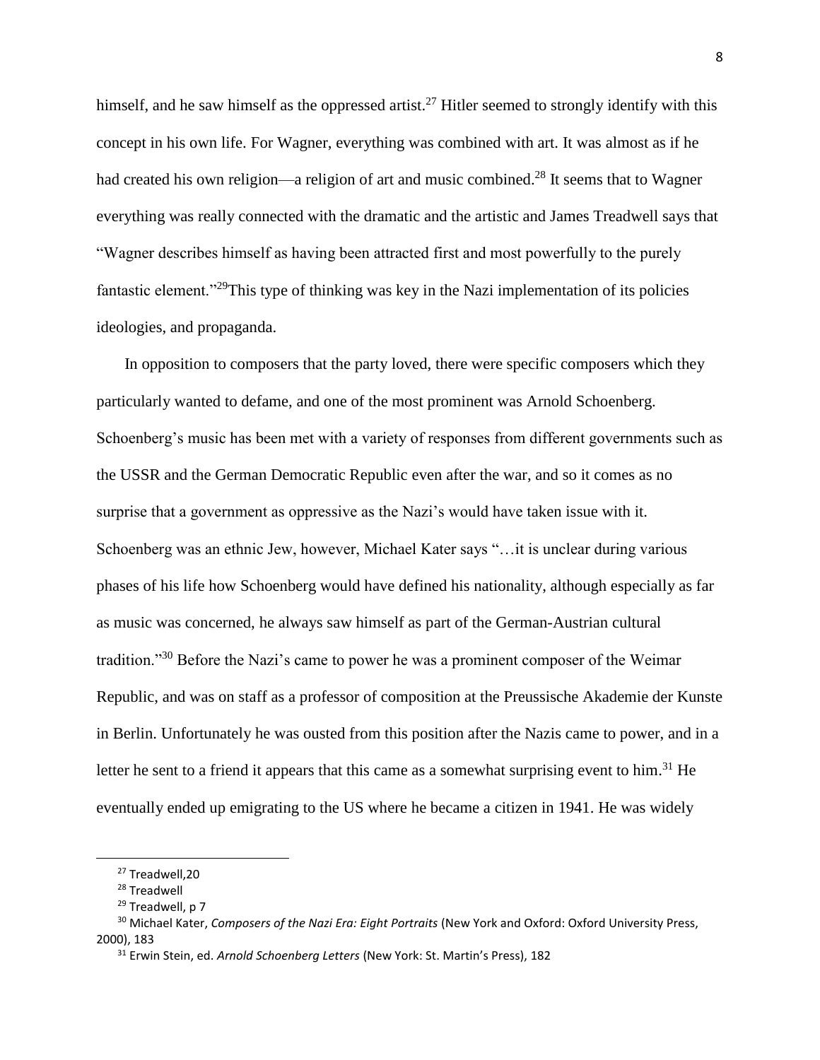himself, and he saw himself as the oppressed artist.[27] Hitler seemed to strongly identify with this concept in his own life. For Wagner, everything was combined with art. It was almost as if he had created his own religion—a religion of art and music combined.[28] It seems that to Wagner everything was really connected with the dramatic and the artistic and James Treadwell says that "Wagner describes himself as having been attracted first and most powerfully to the purely fantastic element."[29]This type of thinking was key in the Nazi implementation of its policies ideologies, and propaganda.

In opposition to composers that the party loved, there were specific composers which they particularly wanted to defame, and one of the most prominent was Arnold Schoenberg. Schoenberg's music has been met with a variety of responses from different governments such as the USSR and the German Democratic Republic even after the war, and so it comes as no surprise that a government as oppressive as the Nazi's would have taken issue with it. Schoenberg was an ethnic Jew, however, Michael Kater says "…it is unclear during various phases of his life how Schoenberg would have defined his nationality, although especially as far as music was concerned, he always saw himself as part of the German-Austrian cultural tradition."[30] Before the Nazi's came to power he was a prominent composer of the Weimar Republic, and was on staff as a professor of composition at the Preussische Akademie der Kunste in Berlin. Unfortunately he was ousted from this position after the Nazis came to power, and in a letter he sent to a friend it appears that this came as a somewhat surprising event to him.[31] He eventually ended up emigrating to the US where he became a citizen in 1941. He was widely

---

[27] Treadwell,20

[28] Treadwell

[29] Treadwell, p 7

[30] Michael Kater, *Composers of the Nazi Era: Eight Portraits* (New York and Oxford: Oxford University Press, 2000), 183

[31] Erwin Stein, ed. *Arnold Schoenberg Letters* (New York: St. Martin's Press), 182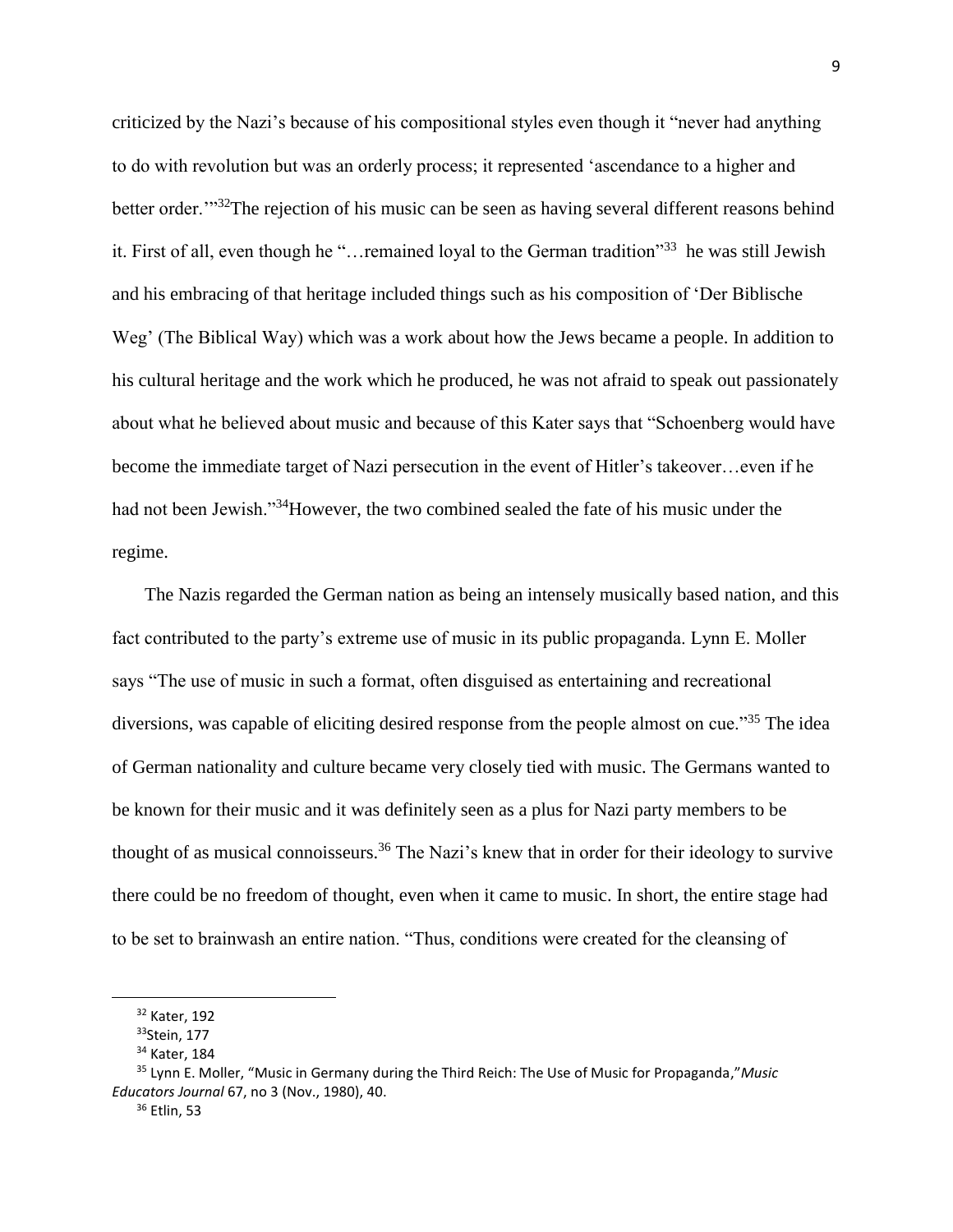criticized by the Nazi's because of his compositional styles even though it "never had anything to do with revolution but was an orderly process; it represented 'ascendance to a higher and better order.'"[32]The rejection of his music can be seen as having several different reasons behind it. First of all, even though he "…remained loyal to the German tradition"[33] he was still Jewish and his embracing of that heritage included things such as his composition of 'Der Biblische Weg' (The Biblical Way) which was a work about how the Jews became a people. In addition to his cultural heritage and the work which he produced, he was not afraid to speak out passionately about what he believed about music and because of this Kater says that "Schoenberg would have become the immediate target of Nazi persecution in the event of Hitler's takeover…even if he had not been Jewish."[34]However, the two combined sealed the fate of his music under the regime.

The Nazis regarded the German nation as being an intensely musically based nation, and this fact contributed to the party's extreme use of music in its public propaganda. Lynn E. Moller says "The use of music in such a format, often disguised as entertaining and recreational diversions, was capable of eliciting desired response from the people almost on cue."[35] The idea of German nationality and culture became very closely tied with music. The Germans wanted to be known for their music and it was definitely seen as a plus for Nazi party members to be thought of as musical connoisseurs.[36] The Nazi's knew that in order for their ideology to survive there could be no freedom of thought, even when it came to music. In short, the entire stage had to be set to brainwash an entire nation. "Thus, conditions were created for the cleansing of

---

[32] Kater, 192

[33] Stein, 177

[34] Kater, 184

[35] Lynn E. Moller, "Music in Germany during the Third Reich: The Use of Music for Propaganda,"*Music Educators Journal* 67, no 3 (Nov., 1980), 40.

[36] Etlin, 53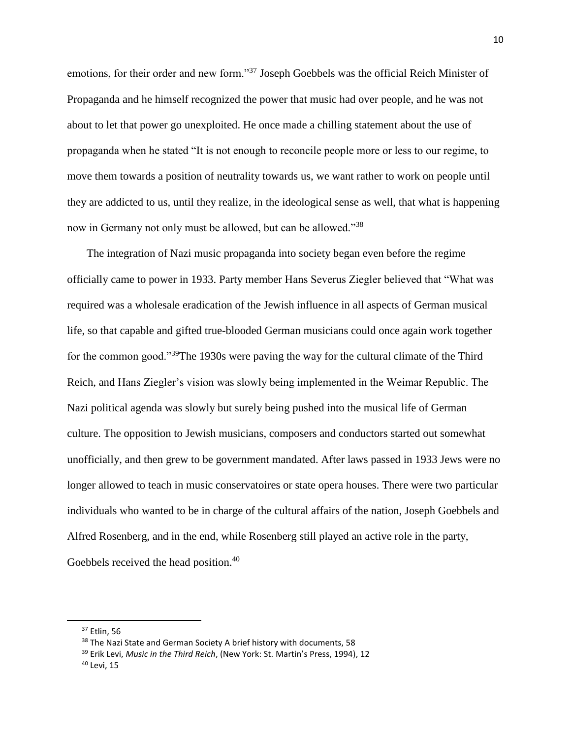emotions, for their order and new form."[37] Joseph Goebbels was the official Reich Minister of Propaganda and he himself recognized the power that music had over people, and he was not about to let that power go unexploited. He once made a chilling statement about the use of propaganda when he stated "It is not enough to reconcile people more or less to our regime, to move them towards a position of neutrality towards us, we want rather to work on people until they are addicted to us, until they realize, in the ideological sense as well, that what is happening now in Germany not only must be allowed, but can be allowed."[38]

The integration of Nazi music propaganda into society began even before the regime officially came to power in 1933. Party member Hans Severus Ziegler believed that "What was required was a wholesale eradication of the Jewish influence in all aspects of German musical life, so that capable and gifted true-blooded German musicians could once again work together for the common good."[39]The 1930s were paving the way for the cultural climate of the Third Reich, and Hans Ziegler's vision was slowly being implemented in the Weimar Republic. The Nazi political agenda was slowly but surely being pushed into the musical life of German culture. The opposition to Jewish musicians, composers and conductors started out somewhat unofficially, and then grew to be government mandated. After laws passed in 1933 Jews were no longer allowed to teach in music conservatoires or state opera houses. There were two particular individuals who wanted to be in charge of the cultural affairs of the nation, Joseph Goebbels and Alfred Rosenberg, and in the end, while Rosenberg still played an active role in the party, Goebbels received the head position.[40]

---

[37] Etlin, 56

[38] The Nazi State and German Society A brief history with documents, 58

[39] Erik Levi, *Music in the Third Reich*, (New York: St. Martin's Press, 1994), 12

[40] Levi, 15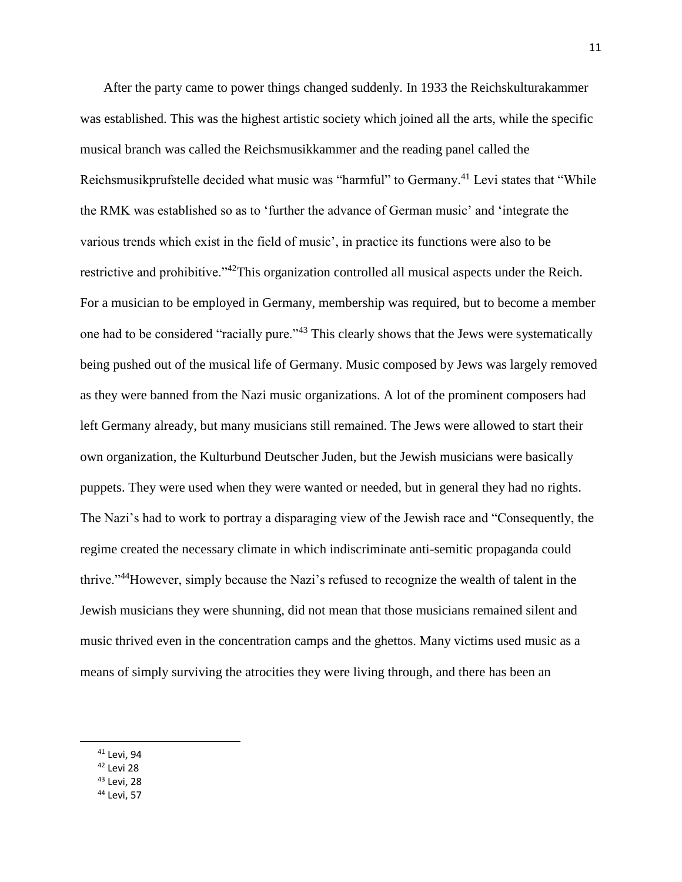After the party came to power things changed suddenly. In 1933 the Reichskulturakammer was established. This was the highest artistic society which joined all the arts, while the specific musical branch was called the Reichsmusikkammer and the reading panel called the Reichsmusikprufstelle decided what music was "harmful" to Germany.[41] Levi states that "While the RMK was established so as to 'further the advance of German music' and 'integrate the various trends which exist in the field of music', in practice its functions were also to be restrictive and prohibitive."[42]This organization controlled all musical aspects under the Reich. For a musician to be employed in Germany, membership was required, but to become a member one had to be considered "racially pure."[43] This clearly shows that the Jews were systematically being pushed out of the musical life of Germany. Music composed by Jews was largely removed as they were banned from the Nazi music organizations. A lot of the prominent composers had left Germany already, but many musicians still remained. The Jews were allowed to start their own organization, the Kulturbund Deutscher Juden, but the Jewish musicians were basically puppets. They were used when they were wanted or needed, but in general they had no rights. The Nazi's had to work to portray a disparaging view of the Jewish race and "Consequently, the regime created the necessary climate in which indiscriminate anti-semitic propaganda could thrive."[44]However, simply because the Nazi's refused to recognize the wealth of talent in the Jewish musicians they were shunning, did not mean that those musicians remained silent and music thrived even in the concentration camps and the ghettos. Many victims used music as a means of simply surviving the atrocities they were living through, and there has been an

---

[41] Levi, 94

[42] Levi 28

[43] Levi, 28

[44] Levi, 57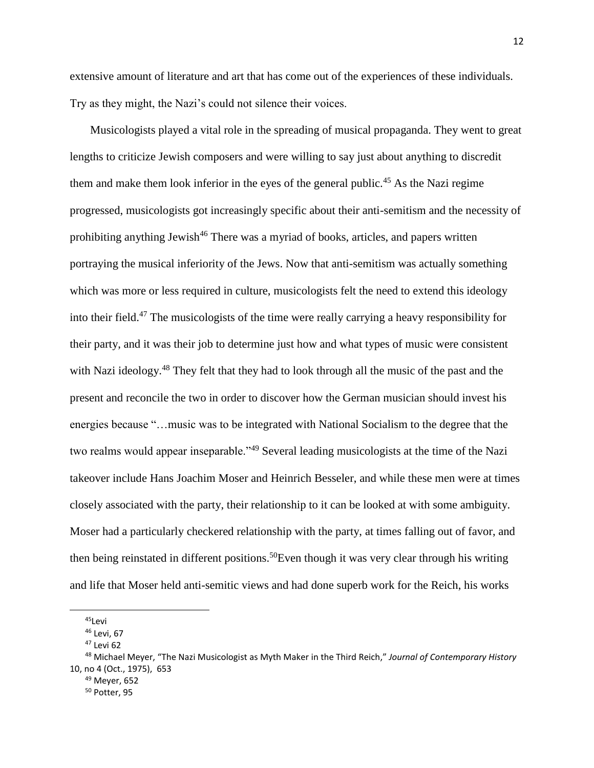extensive amount of literature and art that has come out of the experiences of these individuals. Try as they might, the Nazi's could not silence their voices.

Musicologists played a vital role in the spreading of musical propaganda. They went to great lengths to criticize Jewish composers and were willing to say just about anything to discredit them and make them look inferior in the eyes of the general public.[45] As the Nazi regime progressed, musicologists got increasingly specific about their anti-semitism and the necessity of prohibiting anything Jewish[46] There was a myriad of books, articles, and papers written portraying the musical inferiority of the Jews. Now that anti-semitism was actually something which was more or less required in culture, musicologists felt the need to extend this ideology into their field.[47] The musicologists of the time were really carrying a heavy responsibility for their party, and it was their job to determine just how and what types of music were consistent with Nazi ideology.[48] They felt that they had to look through all the music of the past and the present and reconcile the two in order to discover how the German musician should invest his energies because "…music was to be integrated with National Socialism to the degree that the two realms would appear inseparable."[49] Several leading musicologists at the time of the Nazi takeover include Hans Joachim Moser and Heinrich Besseler, and while these men were at times closely associated with the party, their relationship to it can be looked at with some ambiguity. Moser had a particularly checkered relationship with the party, at times falling out of favor, and then being reinstated in different positions.[50]Even though it was very clear through his writing and life that Moser held anti-semitic views and had done superb work for the Reich, his works

---

[45]Levi

[46] Levi, 67

[47] Levi 62

[48] Michael Meyer, "The Nazi Musicologist as Myth Maker in the Third Reich," *Journal of Contemporary History* 10, no 4 (Oct., 1975), 653

[49] Meyer, 652

[50] Potter, 95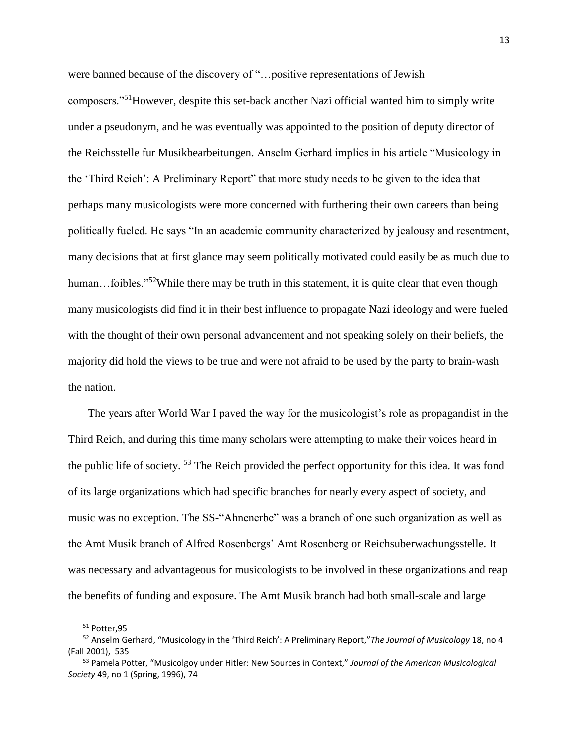were banned because of the discovery of "…positive representations of Jewish composers."[51]However, despite this set-back another Nazi official wanted him to simply write under a pseudonym, and he was eventually was appointed to the position of deputy director of the Reichsstelle fur Musikbearbeitungen. Anselm Gerhard implies in his article "Musicology in the 'Third Reich': A Preliminary Report" that more study needs to be given to the idea that perhaps many musicologists were more concerned with furthering their own careers than being politically fueled. He says "In an academic community characterized by jealousy and resentment, many decisions that at first glance may seem politically motivated could easily be as much due to human…foibles."[52]While there may be truth in this statement, it is quite clear that even though many musicologists did find it in their best influence to propagate Nazi ideology and were fueled with the thought of their own personal advancement and not speaking solely on their beliefs, the majority did hold the views to be true and were not afraid to be used by the party to brain-wash the nation.

The years after World War I paved the way for the musicologist's role as propagandist in the Third Reich, and during this time many scholars were attempting to make their voices heard in the public life of society. [53] The Reich provided the perfect opportunity for this idea. It was fond of its large organizations which had specific branches for nearly every aspect of society, and music was no exception. The SS-"Ahnenerbe" was a branch of one such organization as well as the Amt Musik branch of Alfred Rosenbergs' Amt Rosenberg or Reichsuberwachungsstelle. It was necessary and advantageous for musicologists to be involved in these organizations and reap the benefits of funding and exposure. The Amt Musik branch had both small-scale and large

---

[51] Potter,95

[52] Anselm Gerhard, "Musicology in the 'Third Reich': A Preliminary Report,"*The Journal of Musicology* 18, no 4 (Fall 2001), 535

[53] Pamela Potter, "Musicolgoy under Hitler: New Sources in Context," *Journal of the American Musicological Society* 49, no 1 (Spring, 1996), 74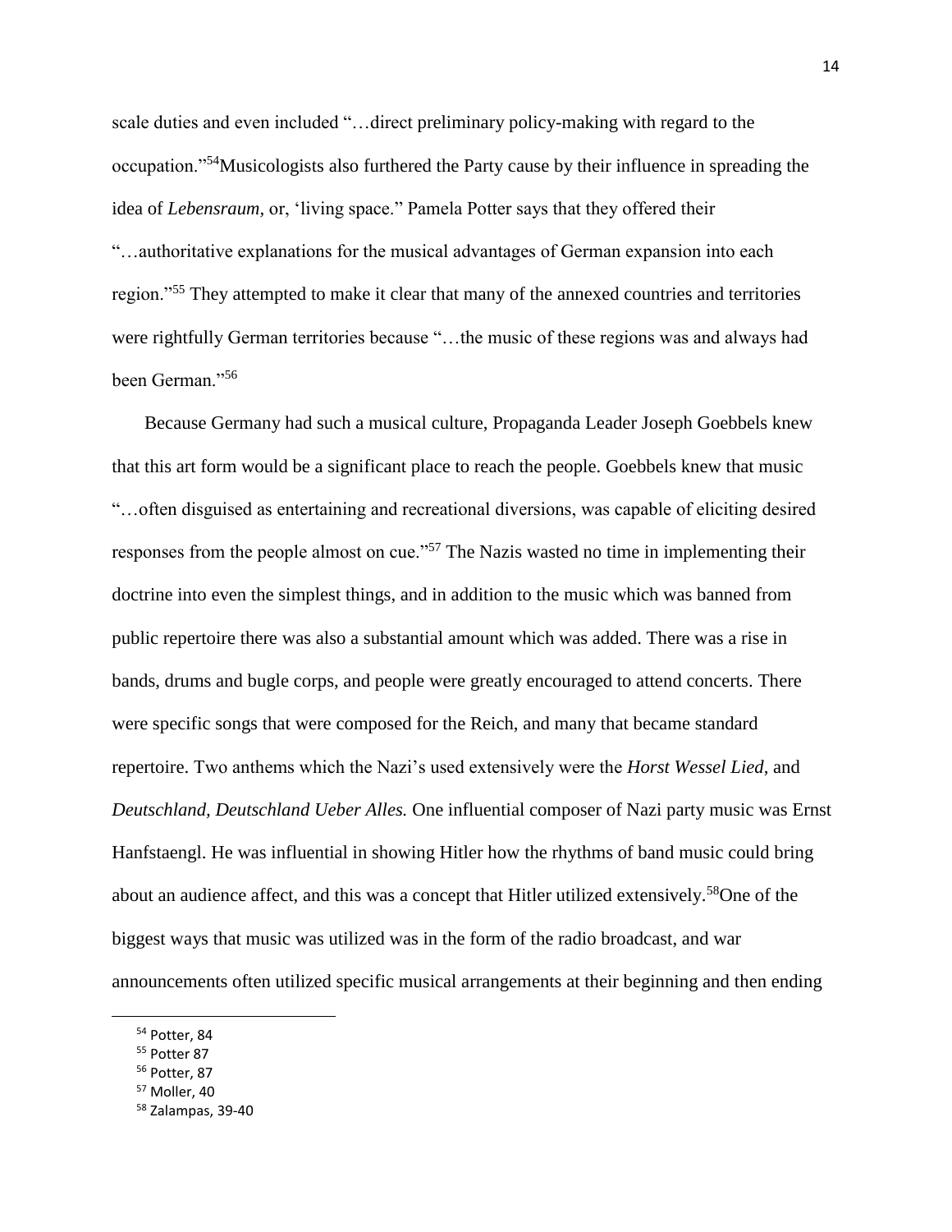scale duties and even included "…direct preliminary policy-making with regard to the occupation."[54] Musicologists also furthered the Party cause by their influence in spreading the idea of *Lebensraum*, or, 'living space." Pamela Potter says that they offered their "…authoritative explanations for the musical advantages of German expansion into each region."[55] They attempted to make it clear that many of the annexed countries and territories were rightfully German territories because "…the music of these regions was and always had been German."[56]

Because Germany had such a musical culture, Propaganda Leader Joseph Goebbels knew that this art form would be a significant place to reach the people. Goebbels knew that music "…often disguised as entertaining and recreational diversions, was capable of eliciting desired responses from the people almost on cue."[57] The Nazis wasted no time in implementing their doctrine into even the simplest things, and in addition to the music which was banned from public repertoire there was also a substantial amount which was added. There was a rise in bands, drums and bugle corps, and people were greatly encouraged to attend concerts. There were specific songs that were composed for the Reich, and many that became standard repertoire. Two anthems which the Nazi's used extensively were the *Horst Wessel Lied*, and *Deutschland, Deutschland Ueber Alles.* One influential composer of Nazi party music was Ernst Hanfstaengl. He was influential in showing Hitler how the rhythms of band music could bring about an audience affect, and this was a concept that Hitler utilized extensively.[58] One of the biggest ways that music was utilized was in the form of the radio broadcast, and war announcements often utilized specific musical arrangements at their beginning and then ending

[54] Potter, 84
[55] Potter 87
[56] Potter, 87
[57] Moller, 40
[58] Zalampas, 39-40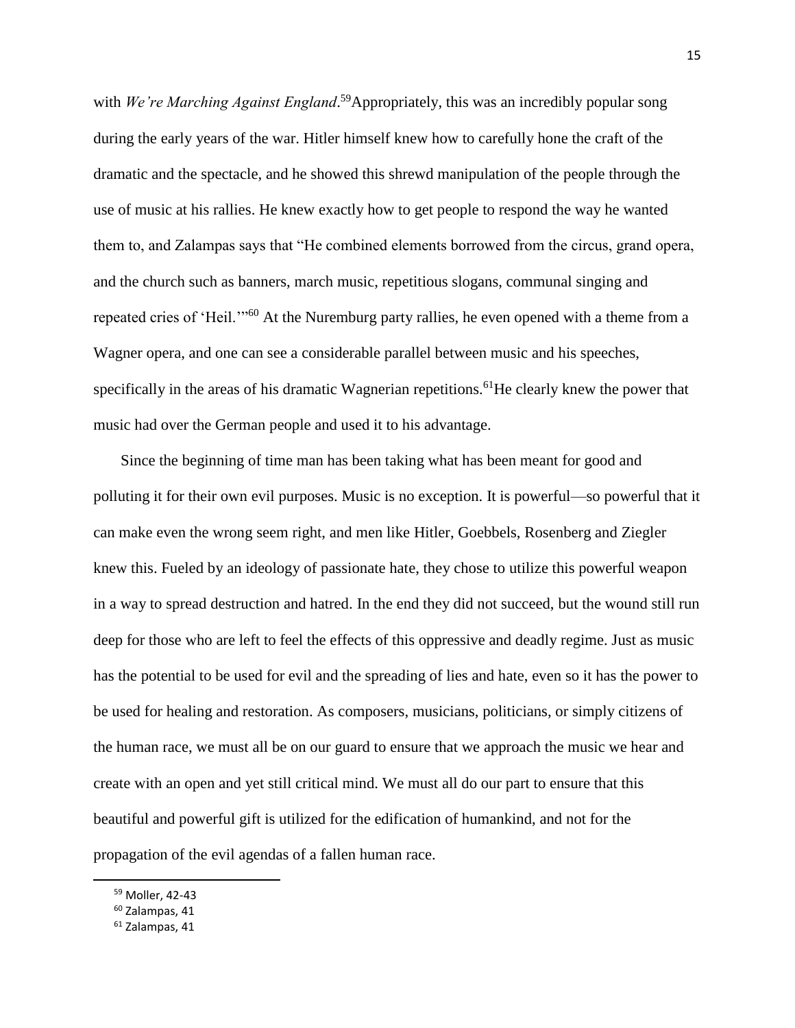with *We're Marching Against England*.[59]Appropriately, this was an incredibly popular song during the early years of the war. Hitler himself knew how to carefully hone the craft of the dramatic and the spectacle, and he showed this shrewd manipulation of the people through the use of music at his rallies. He knew exactly how to get people to respond the way he wanted them to, and Zalampas says that "He combined elements borrowed from the circus, grand opera, and the church such as banners, march music, repetitious slogans, communal singing and repeated cries of 'Heil.'"[60] At the Nuremburg party rallies, he even opened with a theme from a Wagner opera, and one can see a considerable parallel between music and his speeches, specifically in the areas of his dramatic Wagnerian repetitions.[61]He clearly knew the power that music had over the German people and used it to his advantage.

Since the beginning of time man has been taking what has been meant for good and polluting it for their own evil purposes. Music is no exception. It is powerful—so powerful that it can make even the wrong seem right, and men like Hitler, Goebbels, Rosenberg and Ziegler knew this. Fueled by an ideology of passionate hate, they chose to utilize this powerful weapon in a way to spread destruction and hatred. In the end they did not succeed, but the wound still run deep for those who are left to feel the effects of this oppressive and deadly regime. Just as music has the potential to be used for evil and the spreading of lies and hate, even so it has the power to be used for healing and restoration. As composers, musicians, politicians, or simply citizens of the human race, we must all be on our guard to ensure that we approach the music we hear and create with an open and yet still critical mind. We must all do our part to ensure that this beautiful and powerful gift is utilized for the edification of humankind, and not for the propagation of the evil agendas of a fallen human race.

---

[59] Moller, 42-43

[60] Zalampas, 41

[61] Zalampas, 41